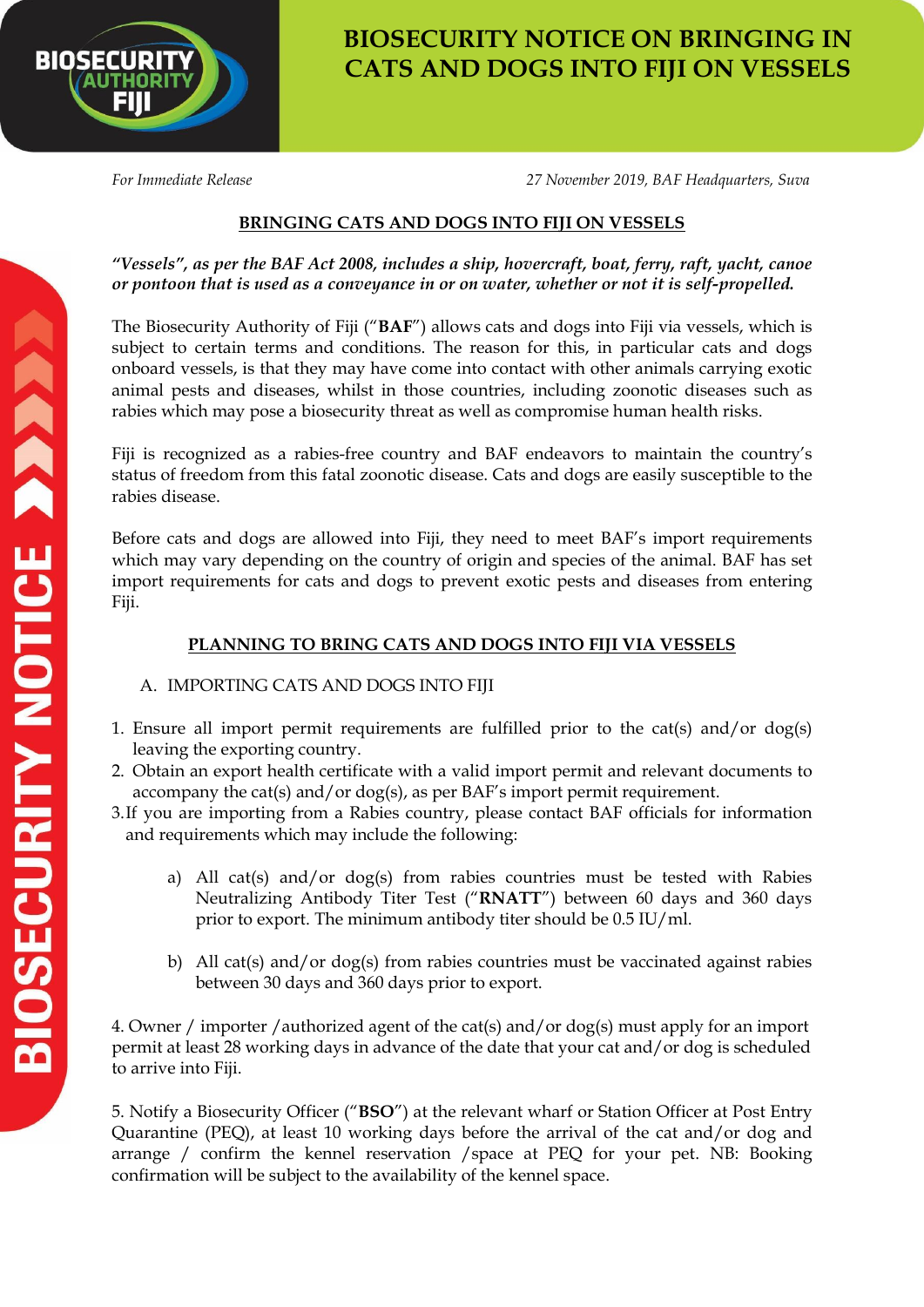# BIOSECURITY NOTICE ON BRINGING IN CATS AND DOGS INTO FIJI ON VESSELS

*For Immediate Release* *27 November 2019, BAF Headquarters, Suva*

## BRINGING CATS AND DOGS INTO FIJI ON VESSELS

***"Vessels", as per the BAF Act 2008, includes a ship, hovercraft, boat, ferry, raft, yacht, canoe or pontoon that is used as a conveyance in or on water, whether or not it is self-propelled.***

The Biosecurity Authority of Fiji ("**BAF**") allows cats and dogs into Fiji via vessels, which is subject to certain terms and conditions. The reason for this, in particular cats and dogs onboard vessels, is that they may have come into contact with other animals carrying exotic animal pests and diseases, whilst in those countries, including zoonotic diseases such as rabies which may pose a biosecurity threat as well as compromise human health risks.

Fiji is recognized as a rabies-free country and BAF endeavors to maintain the country's status of freedom from this fatal zoonotic disease. Cats and dogs are easily susceptible to the rabies disease.

Before cats and dogs are allowed into Fiji, they need to meet BAF's import requirements which may vary depending on the country of origin and species of the animal. BAF has set import requirements for cats and dogs to prevent exotic pests and diseases from entering Fiji.

## PLANNING TO BRING CATS AND DOGS INTO FIJI VIA VESSELS

A. IMPORTING CATS AND DOGS INTO FIJI

1. Ensure all import permit requirements are fulfilled prior to the cat(s) and/or dog(s) leaving the exporting country.
2. Obtain an export health certificate with a valid import permit and relevant documents to accompany the cat(s) and/or dog(s), as per BAF's import permit requirement.
3. If you are importing from a Rabies country, please contact BAF officials for information and requirements which may include the following:

   a) All cat(s) and/or dog(s) from rabies countries must be tested with Rabies Neutralizing Antibody Titer Test ("**RNATT**") between 60 days and 360 days prior to export. The minimum antibody titer should be 0.5 IU/ml.

   b) All cat(s) and/or dog(s) from rabies countries must be vaccinated against rabies between 30 days and 360 days prior to export.

4. Owner / importer /authorized agent of the cat(s) and/or dog(s) must apply for an import permit at least 28 working days in advance of the date that your cat and/or dog is scheduled to arrive into Fiji.

5. Notify a Biosecurity Officer ("**BSO**") at the relevant wharf or Station Officer at Post Entry Quarantine (PEQ), at least 10 working days before the arrival of the cat and/or dog and arrange / confirm the kennel reservation /space at PEQ for your pet. NB: Booking confirmation will be subject to the availability of the kennel space.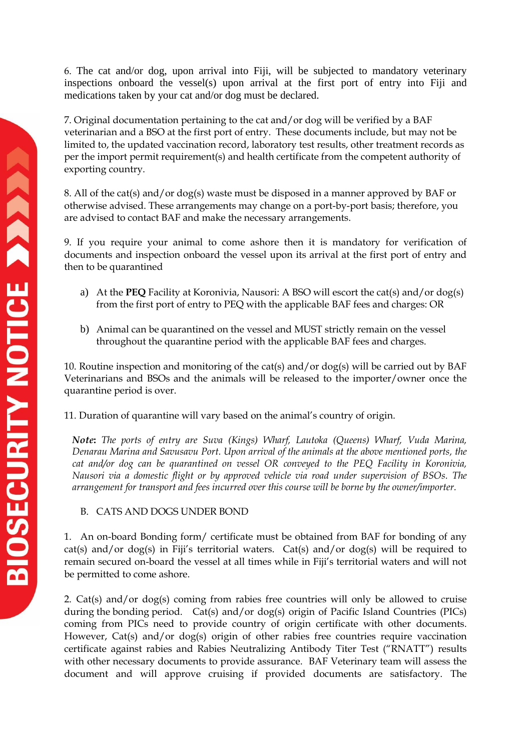6. The cat and/or dog, upon arrival into Fiji, will be subjected to mandatory veterinary inspections onboard the vessel(s) upon arrival at the first port of entry into Fiji and medications taken by your cat and/or dog must be declared.

7. Original documentation pertaining to the cat and/or dog will be verified by a BAF veterinarian and a BSO at the first port of entry. These documents include, but may not be limited to, the updated vaccination record, laboratory test results, other treatment records as per the import permit requirement(s) and health certificate from the competent authority of exporting country.

8. All of the cat(s) and/or dog(s) waste must be disposed in a manner approved by BAF or otherwise advised. These arrangements may change on a port-by-port basis; therefore, you are advised to contact BAF and make the necessary arrangements.

9. If you require your animal to come ashore then it is mandatory for verification of documents and inspection onboard the vessel upon its arrival at the first port of entry and then to be quarantined

a) At the **PEQ** Facility at Koronivia, Nausori: A BSO will escort the cat(s) and/or dog(s) from the first port of entry to PEQ with the applicable BAF fees and charges: OR

b) Animal can be quarantined on the vessel and MUST strictly remain on the vessel throughout the quarantine period with the applicable BAF fees and charges.

10. Routine inspection and monitoring of the cat(s) and/or dog(s) will be carried out by BAF Veterinarians and BSOs and the animals will be released to the importer/owner once the quarantine period is over.

11. Duration of quarantine will vary based on the animal's country of origin.

> ***Note:*** *The ports of entry are Suva (Kings) Wharf, Lautoka (Queens) Wharf, Vuda Marina, Denarau Marina and Savusavu Port. Upon arrival of the animals at the above mentioned ports, the cat and/or dog can be quarantined on vessel OR conveyed to the PEQ Facility in Koronivia, Nausori via a domestic flight or by approved vehicle via road under supervision of BSOs. The arrangement for transport and fees incurred over this course will be borne by the owner/importer.*

B. CATS AND DOGS UNDER BOND

1. An on-board Bonding form/ certificate must be obtained from BAF for bonding of any cat(s) and/or dog(s) in Fiji's territorial waters. Cat(s) and/or dog(s) will be required to remain secured on-board the vessel at all times while in Fiji's territorial waters and will not be permitted to come ashore.

2. Cat(s) and/or dog(s) coming from rabies free countries will only be allowed to cruise during the bonding period. Cat(s) and/or dog(s) origin of Pacific Island Countries (PICs) coming from PICs need to provide country of origin certificate with other documents. However, Cat(s) and/or dog(s) origin of other rabies free countries require vaccination certificate against rabies and Rabies Neutralizing Antibody Titer Test ("RNATT") results with other necessary documents to provide assurance. BAF Veterinary team will assess the document and will approve cruising if provided documents are satisfactory. The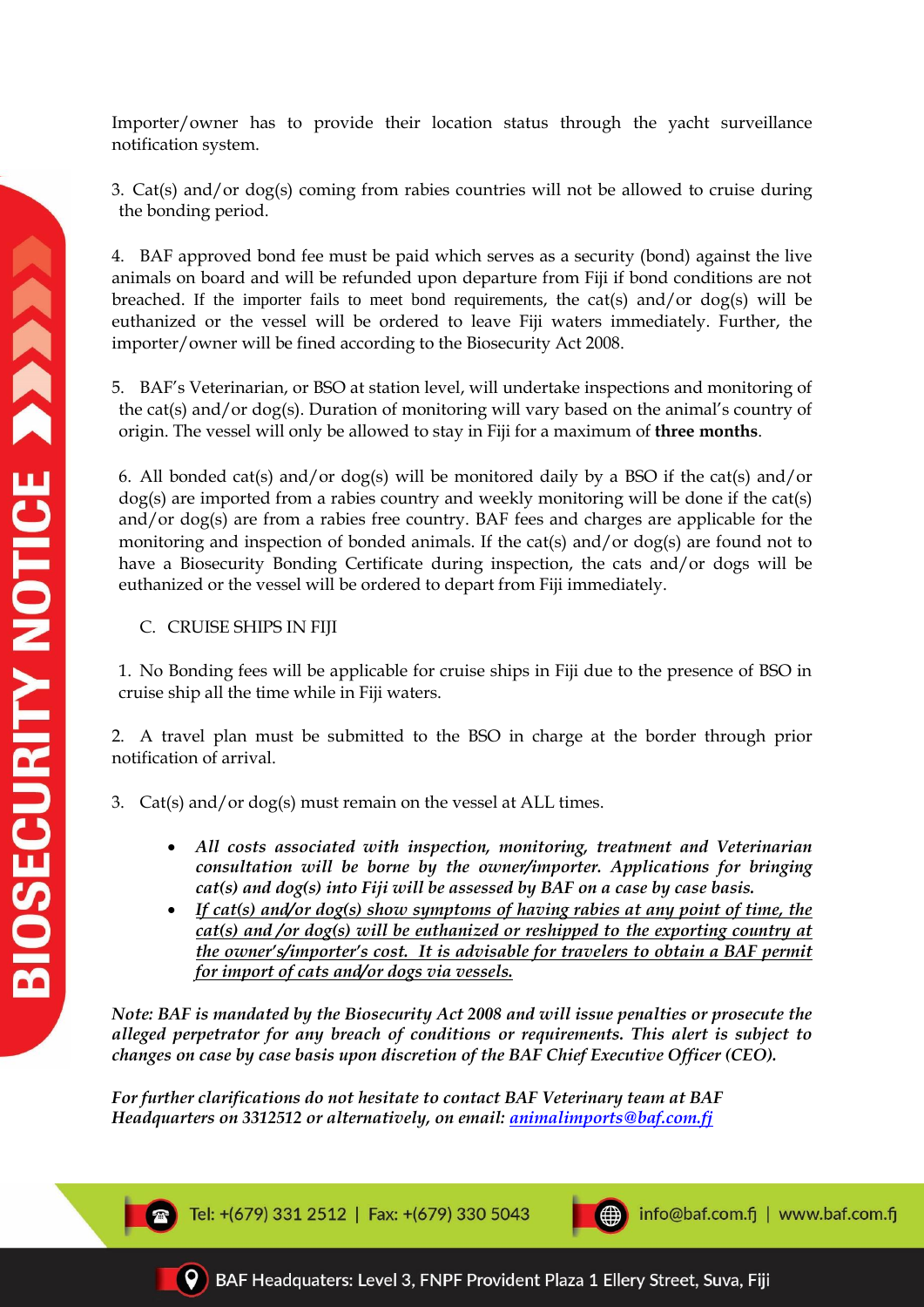Importer/owner has to provide their location status through the yacht surveillance notification system.

3. Cat(s) and/or dog(s) coming from rabies countries will not be allowed to cruise during the bonding period.

4. BAF approved bond fee must be paid which serves as a security (bond) against the live animals on board and will be refunded upon departure from Fiji if bond conditions are not breached. If the importer fails to meet bond requirements, the cat(s) and/or dog(s) will be euthanized or the vessel will be ordered to leave Fiji waters immediately. Further, the importer/owner will be fined according to the Biosecurity Act 2008.

5. BAF's Veterinarian, or BSO at station level, will undertake inspections and monitoring of the cat(s) and/or dog(s). Duration of monitoring will vary based on the animal's country of origin. The vessel will only be allowed to stay in Fiji for a maximum of **three months**.

6. All bonded cat(s) and/or dog(s) will be monitored daily by a BSO if the cat(s) and/or dog(s) are imported from a rabies country and weekly monitoring will be done if the cat(s) and/or dog(s) are from a rabies free country. BAF fees and charges are applicable for the monitoring and inspection of bonded animals. If the cat(s) and/or dog(s) are found not to have a Biosecurity Bonding Certificate during inspection, the cats and/or dogs will be euthanized or the vessel will be ordered to depart from Fiji immediately.

C. CRUISE SHIPS IN FIJI

1. No Bonding fees will be applicable for cruise ships in Fiji due to the presence of BSO in cruise ship all the time while in Fiji waters.

2. A travel plan must be submitted to the BSO in charge at the border through prior notification of arrival.

3. Cat(s) and/or dog(s) must remain on the vessel at ALL times.

- ***All costs associated with inspection, monitoring, treatment and Veterinarian consultation will be borne by the owner/importer. Applications for bringing cat(s) and dog(s) into Fiji will be assessed by BAF on a case by case basis.***
- ***<u>If cat(s) and/or dog(s) show symptoms of having rabies at any point of time, the cat(s) and /or dog(s) will be euthanized or reshipped to the exporting country at the owner's/importer's cost. It is advisable for travelers to obtain a BAF permit for import of cats and/or dogs via vessels.</u>***

***Note: BAF is mandated by the Biosecurity Act 2008 and will issue penalties or prosecute the alleged perpetrator for any breach of conditions or requirements. This alert is subject to changes on case by case basis upon discretion of the BAF Chief Executive Officer (CEO).***

***For further clarifications do not hesitate to contact BAF Veterinary team at BAF Headquarters on 3312512 or alternatively, on email: animalimports@baf.com.fj***

Tel: +(679) 331 2512 | Fax: +(679) 330 5043 | info@baf.com.fj | www.baf.com.fj

BAF Headquaters: Level 3, FNPF Provident Plaza 1 Ellery Street, Suva, Fiji